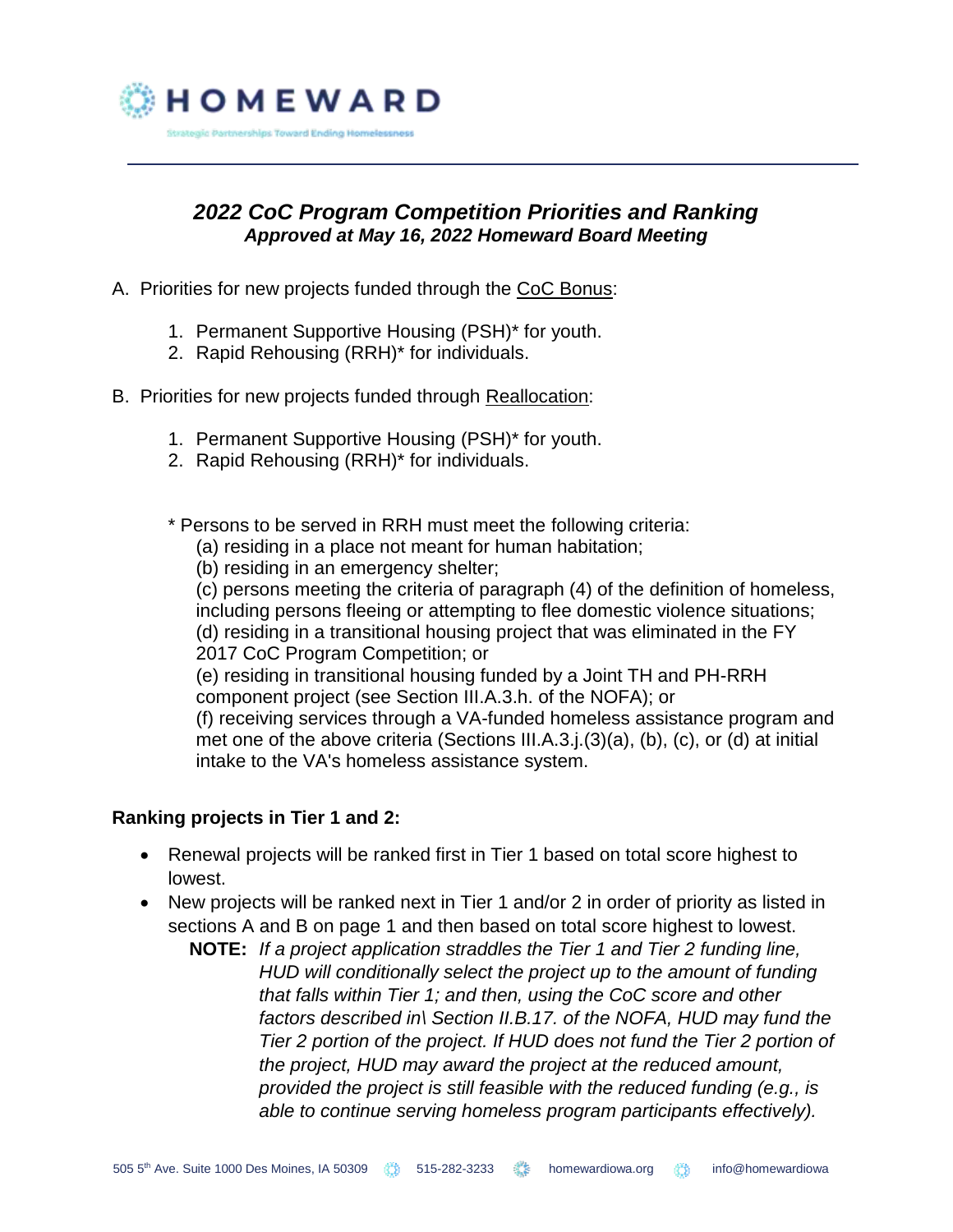# HOMEWARD

Strategic Partnerships Toward Ending Homelessness

## *2022 CoC Program Competition Priorities and Ranking*

***Approved at May 16, 2022 Homeward Board Meeting***

A. Priorities for new projects funded through the CoC Bonus:

1. Permanent Supportive Housing (PSH)* for youth.
2. Rapid Rehousing (RRH)* for individuals.

B. Priorities for new projects funded through Reallocation:

1. Permanent Supportive Housing (PSH)* for youth.
2. Rapid Rehousing (RRH)* for individuals.

\* Persons to be served in RRH must meet the following criteria:
(a) residing in a place not meant for human habitation;
(b) residing in an emergency shelter;
(c) persons meeting the criteria of paragraph (4) of the definition of homeless, including persons fleeing or attempting to flee domestic violence situations;
(d) residing in a transitional housing project that was eliminated in the FY 2017 CoC Program Competition; or
(e) residing in transitional housing funded by a Joint TH and PH-RRH component project (see Section III.A.3.h. of the NOFA); or
(f) receiving services through a VA-funded homeless assistance program and met one of the above criteria (Sections III.A.3.j.(3)(a), (b), (c), or (d) at initial intake to the VA's homeless assistance system.

**Ranking projects in Tier 1 and 2:**

- Renewal projects will be ranked first in Tier 1 based on total score highest to lowest.
- New projects will be ranked next in Tier 1 and/or 2 in order of priority as listed in sections A and B on page 1 and then based on total score highest to lowest.

  **NOTE:** *If a project application straddles the Tier 1 and Tier 2 funding line, HUD will conditionally select the project up to the amount of funding that falls within Tier 1; and then, using the CoC score and other factors described in\ Section II.B.17. of the NOFA, HUD may fund the Tier 2 portion of the project. If HUD does not fund the Tier 2 portion of the project, HUD may award the project at the reduced amount, provided the project is still feasible with the reduced funding (e.g., is able to continue serving homeless program participants effectively).*

505 5th Ave. Suite 1000 Des Moines, IA 50309 515-282-3233 homewardiowa.org info@homewardiowa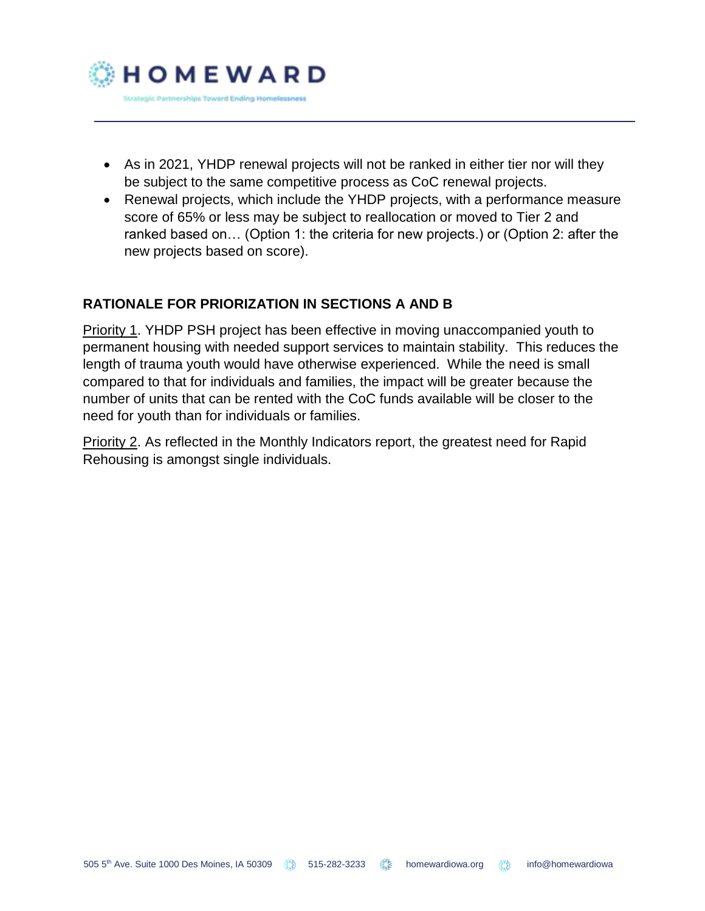- As in 2021, YHDP renewal projects will not be ranked in either tier nor will they be subject to the same competitive process as CoC renewal projects.
- Renewal projects, which include the YHDP projects, with a performance measure score of 65% or less may be subject to reallocation or moved to Tier 2 and ranked based on… (Option 1: the criteria for new projects.) or (Option 2: after the new projects based on score).

## RATIONALE FOR PRIORIZATION IN SECTIONS A AND B

Priority 1. YHDP PSH project has been effective in moving unaccompanied youth to permanent housing with needed support services to maintain stability. This reduces the length of trauma youth would have otherwise experienced. While the need is small compared to that for individuals and families, the impact will be greater because the number of units that can be rented with the CoC funds available will be closer to the need for youth than for individuals or families.

Priority 2. As reflected in the Monthly Indicators report, the greatest need for Rapid Rehousing is amongst single individuals.